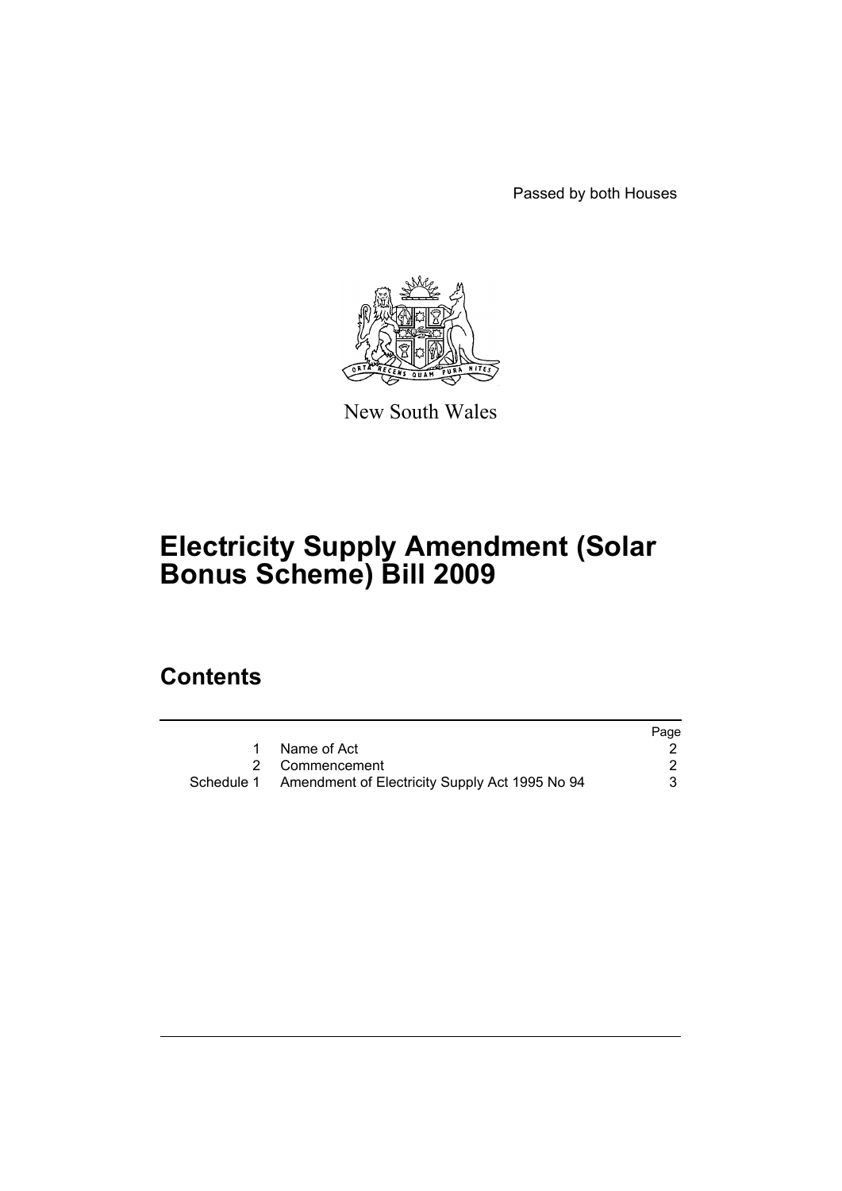Passed by both Houses

New South Wales

# Electricity Supply Amendment (Solar Bonus Scheme) Bill 2009

## Contents

| | | Page |
|---|---|---|
| 1 | Name of Act | 2 |
| 2 | Commencement | 2 |
| Schedule 1 | Amendment of Electricity Supply Act 1995 No 94 | 3 |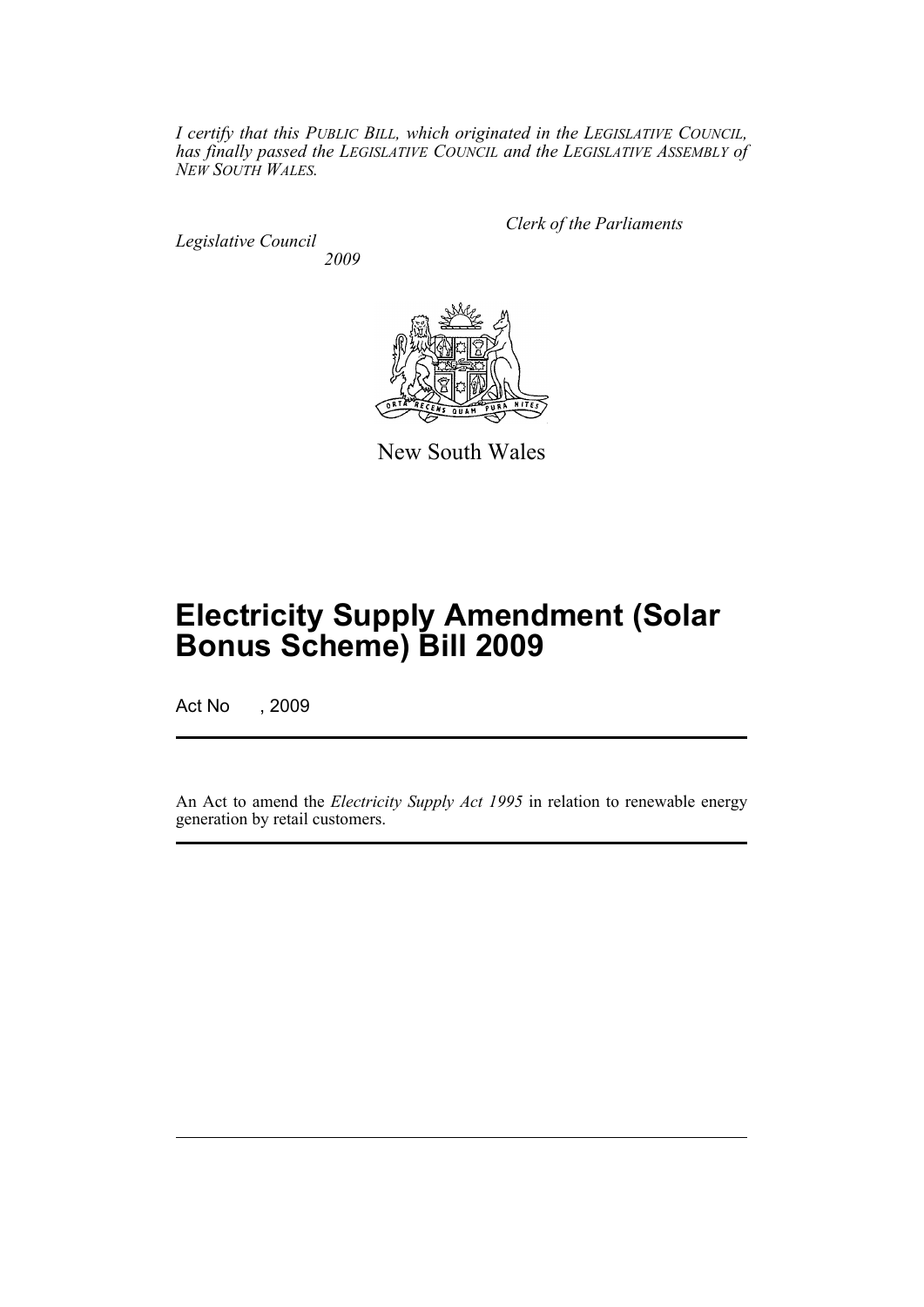*I certify that this PUBLIC BILL, which originated in the LEGISLATIVE COUNCIL, has finally passed the LEGISLATIVE COUNCIL and the LEGISLATIVE ASSEMBLY of NEW SOUTH WALES.*

*Clerk of the Parliaments*

*Legislative Council*

*2009*

New South Wales

# Electricity Supply Amendment (Solar Bonus Scheme) Bill 2009

Act No , 2009

An Act to amend the *Electricity Supply Act 1995* in relation to renewable energy generation by retail customers.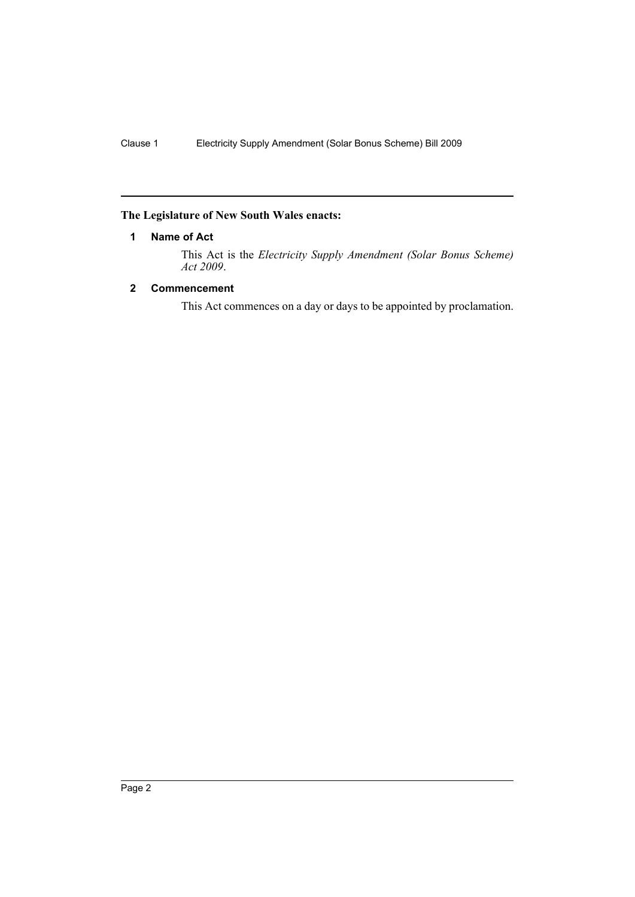**The Legislature of New South Wales enacts:**

## 1 Name of Act

This Act is the *Electricity Supply Amendment (Solar Bonus Scheme) Act 2009*.

## 2 Commencement

This Act commences on a day or days to be appointed by proclamation.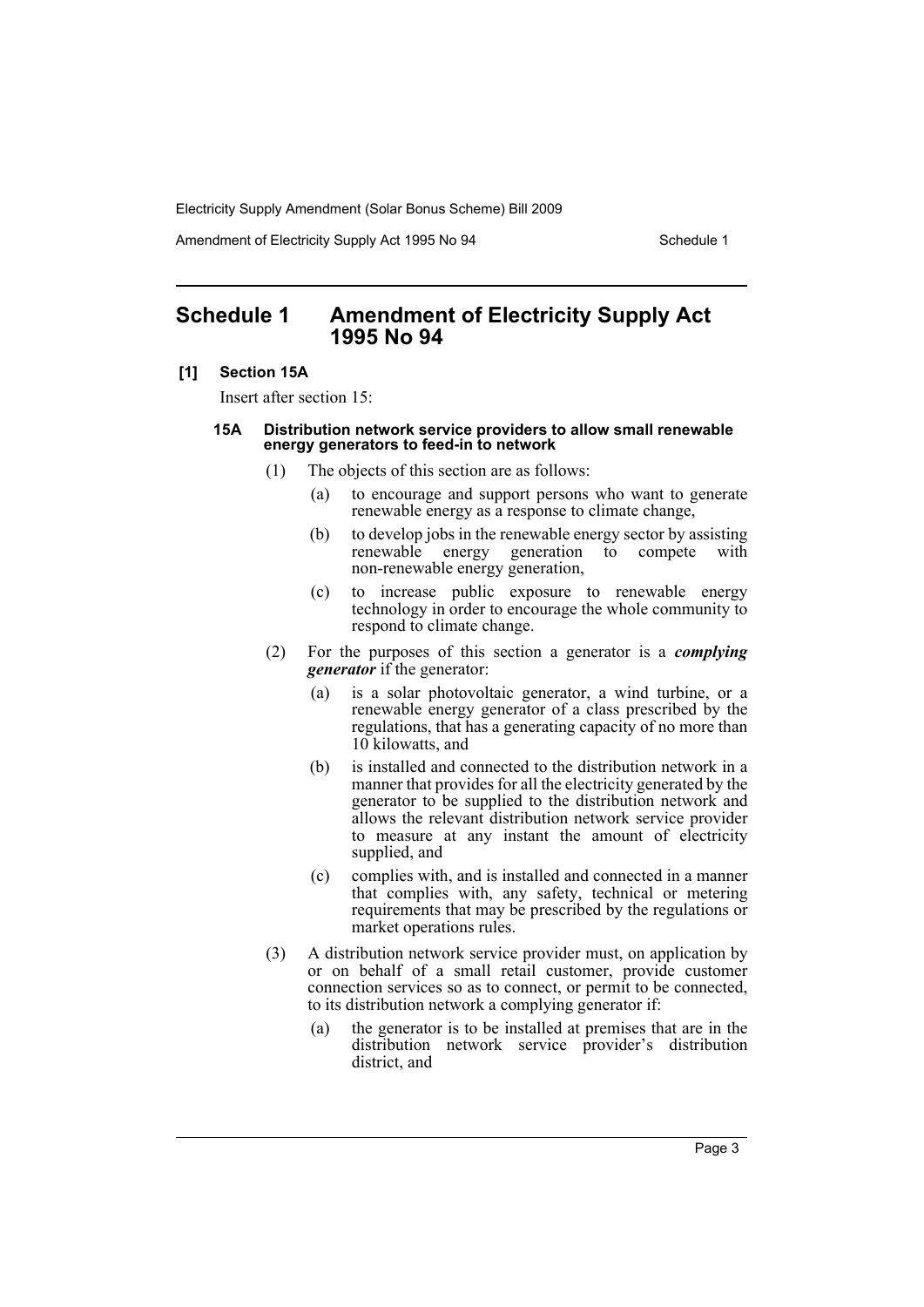# Schedule 1 Amendment of Electricity Supply Act 1995 No 94

**[1] Section 15A**

Insert after section 15:

**15A Distribution network service providers to allow small renewable energy generators to feed-in to network**

(1) The objects of this section are as follows:

(a) to encourage and support persons who want to generate renewable energy as a response to climate change,

(b) to develop jobs in the renewable energy sector by assisting renewable energy generation to compete with non-renewable energy generation,

(c) to increase public exposure to renewable energy technology in order to encourage the whole community to respond to climate change.

(2) For the purposes of this section a generator is a ***complying generator*** if the generator:

(a) is a solar photovoltaic generator, a wind turbine, or a renewable energy generator of a class prescribed by the regulations, that has a generating capacity of no more than 10 kilowatts, and

(b) is installed and connected to the distribution network in a manner that provides for all the electricity generated by the generator to be supplied to the distribution network and allows the relevant distribution network service provider to measure at any instant the amount of electricity supplied, and

(c) complies with, and is installed and connected in a manner that complies with, any safety, technical or metering requirements that may be prescribed by the regulations or market operations rules.

(3) A distribution network service provider must, on application by or on behalf of a small retail customer, provide customer connection services so as to connect, or permit to be connected, to its distribution network a complying generator if:

(a) the generator is to be installed at premises that are in the distribution network service provider's distribution district, and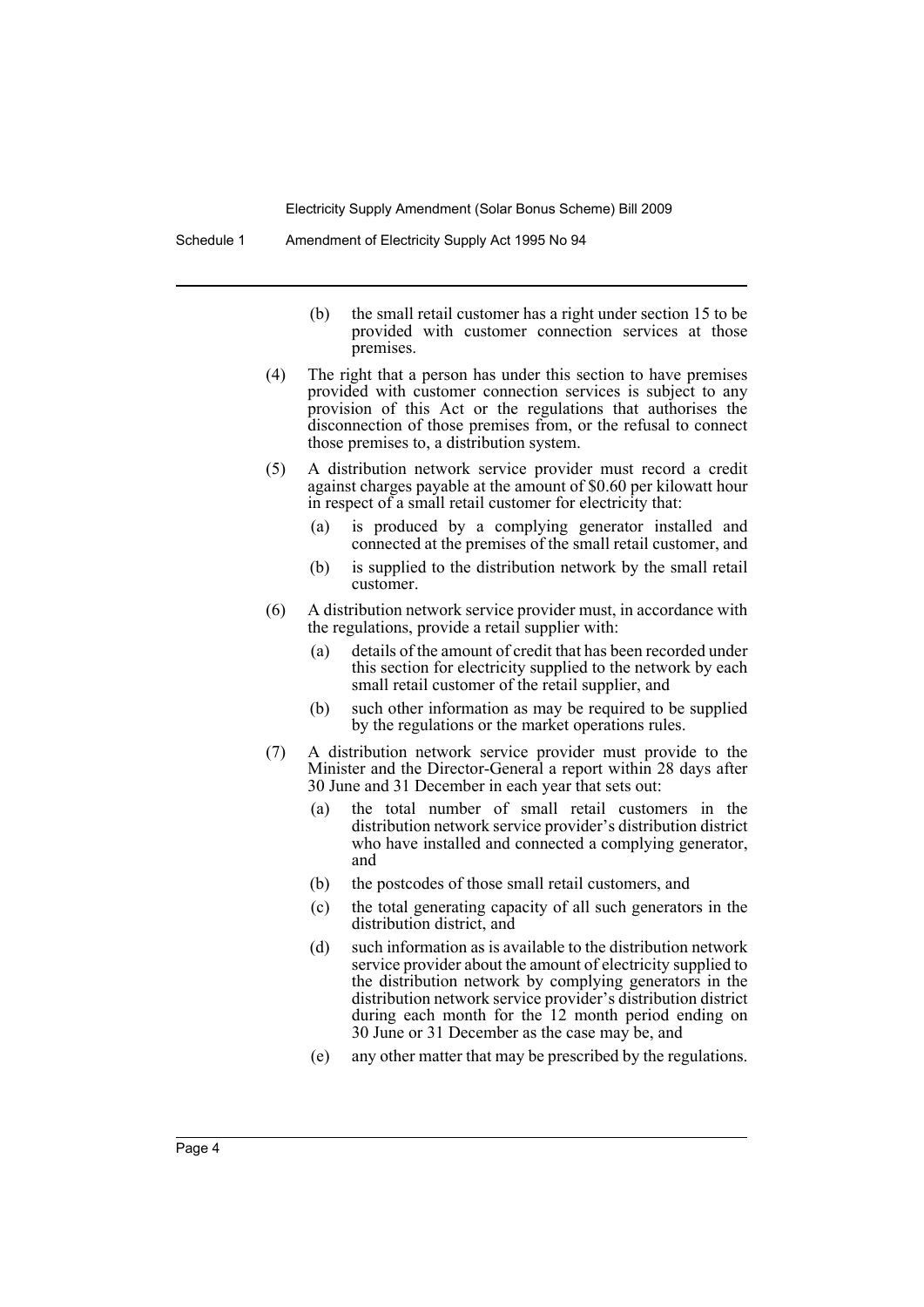(b) the small retail customer has a right under section 15 to be provided with customer connection services at those premises.

(4) The right that a person has under this section to have premises provided with customer connection services is subject to any provision of this Act or the regulations that authorises the disconnection of those premises from, or the refusal to connect those premises to, a distribution system.

(5) A distribution network service provider must record a credit against charges payable at the amount of $0.60 per kilowatt hour in respect of a small retail customer for electricity that:

- (a) is produced by a complying generator installed and connected at the premises of the small retail customer, and
- (b) is supplied to the distribution network by the small retail customer.

(6) A distribution network service provider must, in accordance with the regulations, provide a retail supplier with:

- (a) details of the amount of credit that has been recorded under this section for electricity supplied to the network by each small retail customer of the retail supplier, and
- (b) such other information as may be required to be supplied by the regulations or the market operations rules.

(7) A distribution network service provider must provide to the Minister and the Director-General a report within 28 days after 30 June and 31 December in each year that sets out:

- (a) the total number of small retail customers in the distribution network service provider's distribution district who have installed and connected a complying generator, and
- (b) the postcodes of those small retail customers, and
- (c) the total generating capacity of all such generators in the distribution district, and
- (d) such information as is available to the distribution network service provider about the amount of electricity supplied to the distribution network by complying generators in the distribution network service provider's distribution district during each month for the 12 month period ending on 30 June or 31 December as the case may be, and
- (e) any other matter that may be prescribed by the regulations.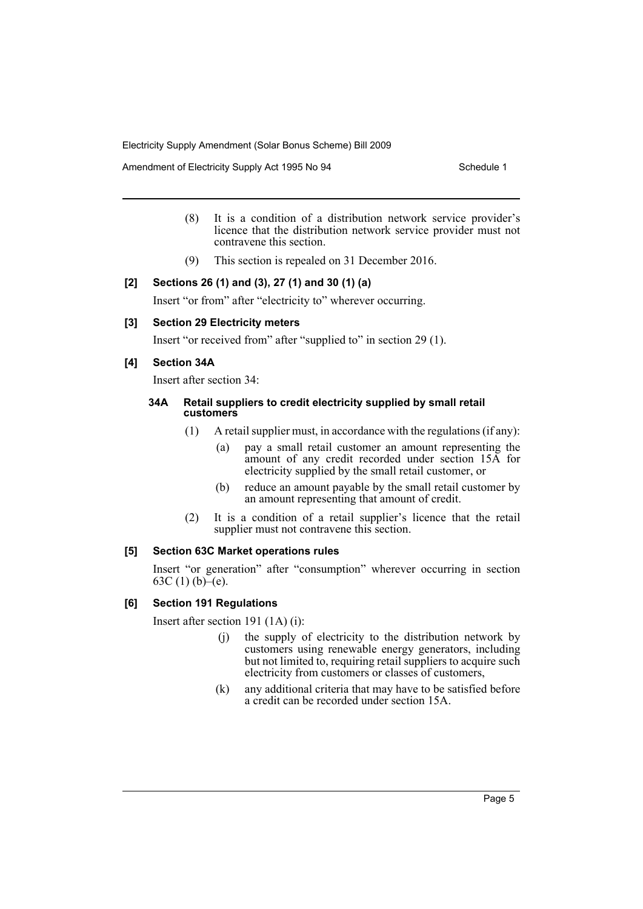(8) It is a condition of a distribution network service provider's licence that the distribution network service provider must not contravene this section.

(9) This section is repealed on 31 December 2016.

### [2] Sections 26 (1) and (3), 27 (1) and 30 (1) (a)

Insert "or from" after "electricity to" wherever occurring.

### [3] Section 29 Electricity meters

Insert "or received from" after "supplied to" in section 29 (1).

### [4] Section 34A

Insert after section 34:

#### 34A Retail suppliers to credit electricity supplied by small retail customers

(1) A retail supplier must, in accordance with the regulations (if any):

(a) pay a small retail customer an amount representing the amount of any credit recorded under section 15A for electricity supplied by the small retail customer, or

(b) reduce an amount payable by the small retail customer by an amount representing that amount of credit.

(2) It is a condition of a retail supplier's licence that the retail supplier must not contravene this section.

### [5] Section 63C Market operations rules

Insert "or generation" after "consumption" wherever occurring in section 63C (1) (b)–(e).

### [6] Section 191 Regulations

Insert after section 191 (1A) (i):

(j) the supply of electricity to the distribution network by customers using renewable energy generators, including but not limited to, requiring retail suppliers to acquire such electricity from customers or classes of customers,

(k) any additional criteria that may have to be satisfied before a credit can be recorded under section 15A.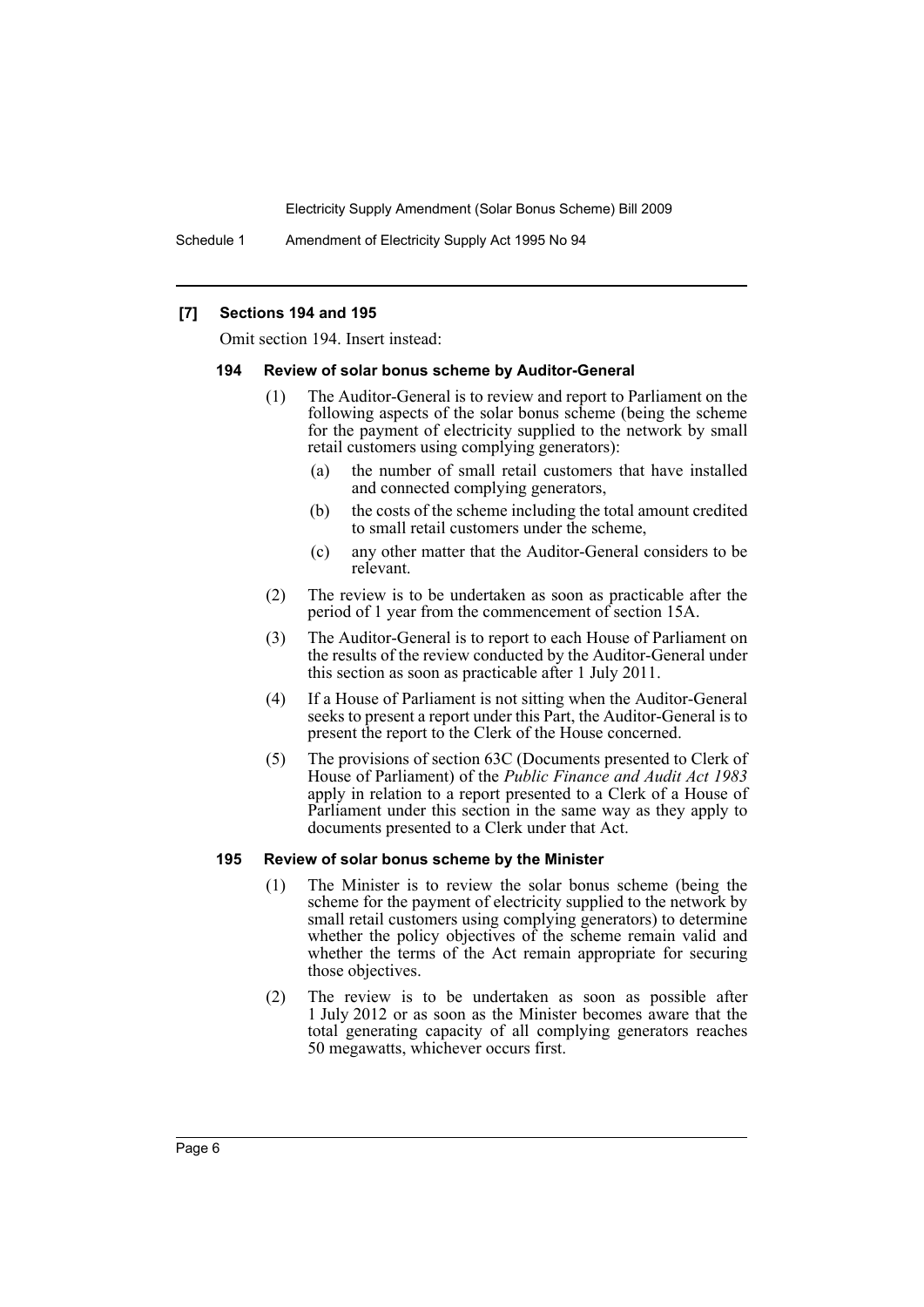### [7] Sections 194 and 195

Omit section 194. Insert instead:

#### 194 Review of solar bonus scheme by Auditor-General

(1) The Auditor-General is to review and report to Parliament on the following aspects of the solar bonus scheme (being the scheme for the payment of electricity supplied to the network by small retail customers using complying generators):

- (a) the number of small retail customers that have installed and connected complying generators,
- (b) the costs of the scheme including the total amount credited to small retail customers under the scheme,
- (c) any other matter that the Auditor-General considers to be relevant.

(2) The review is to be undertaken as soon as practicable after the period of 1 year from the commencement of section 15A.

(3) The Auditor-General is to report to each House of Parliament on the results of the review conducted by the Auditor-General under this section as soon as practicable after 1 July 2011.

(4) If a House of Parliament is not sitting when the Auditor-General seeks to present a report under this Part, the Auditor-General is to present the report to the Clerk of the House concerned.

(5) The provisions of section 63C (Documents presented to Clerk of House of Parliament) of the *Public Finance and Audit Act 1983* apply in relation to a report presented to a Clerk of a House of Parliament under this section in the same way as they apply to documents presented to a Clerk under that Act.

#### 195 Review of solar bonus scheme by the Minister

(1) The Minister is to review the solar bonus scheme (being the scheme for the payment of electricity supplied to the network by small retail customers using complying generators) to determine whether the policy objectives of the scheme remain valid and whether the terms of the Act remain appropriate for securing those objectives.

(2) The review is to be undertaken as soon as possible after 1 July 2012 or as soon as the Minister becomes aware that the total generating capacity of all complying generators reaches 50 megawatts, whichever occurs first.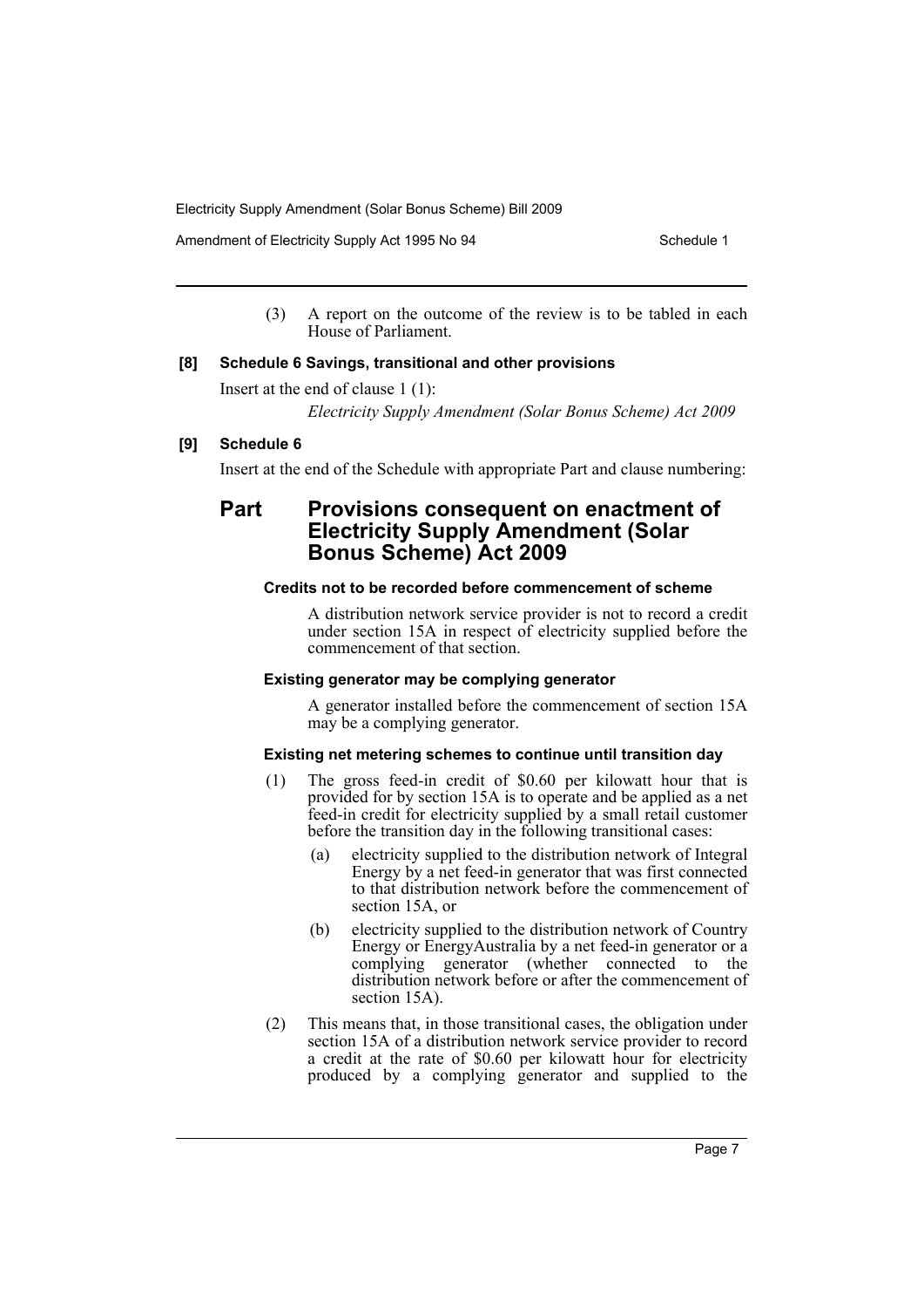(3) A report on the outcome of the review is to be tabled in each House of Parliament.

**[8] Schedule 6 Savings, transitional and other provisions**

Insert at the end of clause 1 (1):

*Electricity Supply Amendment (Solar Bonus Scheme) Act 2009*

**[9] Schedule 6**

Insert at the end of the Schedule with appropriate Part and clause numbering:

## Part Provisions consequent on enactment of Electricity Supply Amendment (Solar Bonus Scheme) Act 2009

#### Credits not to be recorded before commencement of scheme

A distribution network service provider is not to record a credit under section 15A in respect of electricity supplied before the commencement of that section.

#### Existing generator may be complying generator

A generator installed before the commencement of section 15A may be a complying generator.

#### Existing net metering schemes to continue until transition day

(1) The gross feed-in credit of $0.60 per kilowatt hour that is provided for by section 15A is to operate and be applied as a net feed-in credit for electricity supplied by a small retail customer before the transition day in the following transitional cases:

(a) electricity supplied to the distribution network of Integral Energy by a net feed-in generator that was first connected to that distribution network before the commencement of section 15A, or

(b) electricity supplied to the distribution network of Country Energy or EnergyAustralia by a net feed-in generator or a complying generator (whether connected to the distribution network before or after the commencement of section 15A).

(2) This means that, in those transitional cases, the obligation under section 15A of a distribution network service provider to record a credit at the rate of $0.60 per kilowatt hour for electricity produced by a complying generator and supplied to the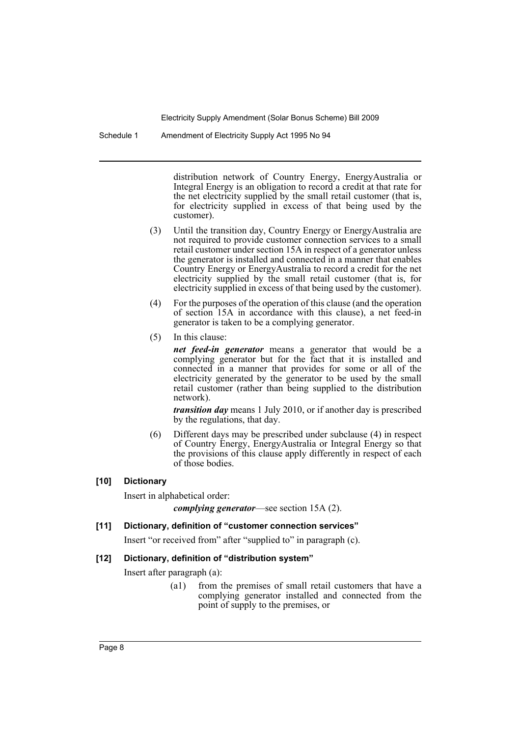distribution network of Country Energy, EnergyAustralia or Integral Energy is an obligation to record a credit at that rate for the net electricity supplied by the small retail customer (that is, for electricity supplied in excess of that being used by the customer).

(3) Until the transition day, Country Energy or EnergyAustralia are not required to provide customer connection services to a small retail customer under section 15A in respect of a generator unless the generator is installed and connected in a manner that enables Country Energy or EnergyAustralia to record a credit for the net electricity supplied by the small retail customer (that is, for electricity supplied in excess of that being used by the customer).

(4) For the purposes of the operation of this clause (and the operation of section 15A in accordance with this clause), a net feed-in generator is taken to be a complying generator.

(5) In this clause:

***net feed-in generator*** means a generator that would be a complying generator but for the fact that it is installed and connected in a manner that provides for some or all of the electricity generated by the generator to be used by the small retail customer (rather than being supplied to the distribution network).

***transition day*** means 1 July 2010, or if another day is prescribed by the regulations, that day.

(6) Different days may be prescribed under subclause (4) in respect of Country Energy, EnergyAustralia or Integral Energy so that the provisions of this clause apply differently in respect of each of those bodies.

**[10] Dictionary**

Insert in alphabetical order:

***complying generator***—see section 15A (2).

**[11] Dictionary, definition of "customer connection services"**

Insert "or received from" after "supplied to" in paragraph (c).

**[12] Dictionary, definition of "distribution system"**

Insert after paragraph (a):

(a1) from the premises of small retail customers that have a complying generator installed and connected from the point of supply to the premises, or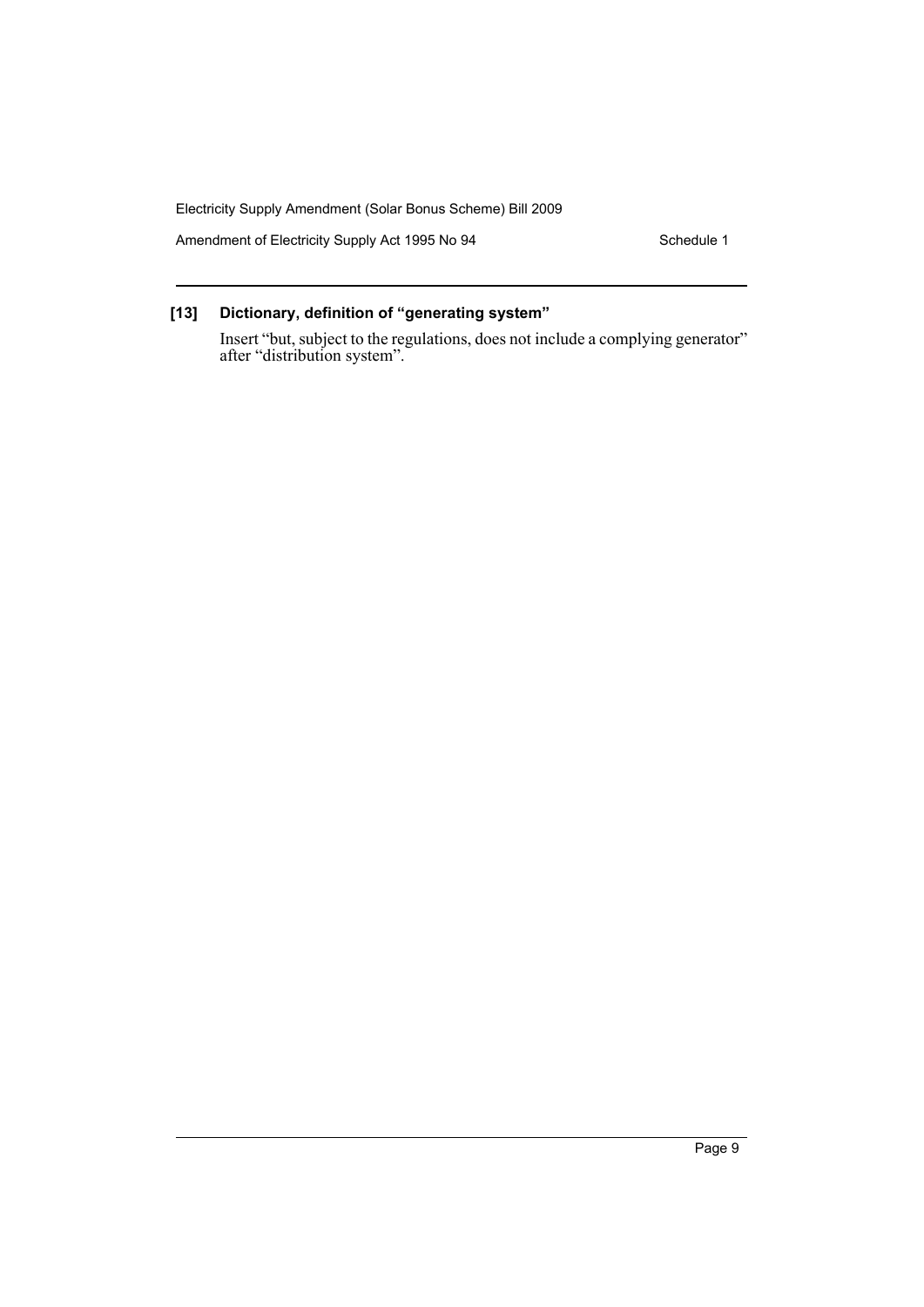### [13] Dictionary, definition of "generating system"

Insert "but, subject to the regulations, does not include a complying generator" after "distribution system".